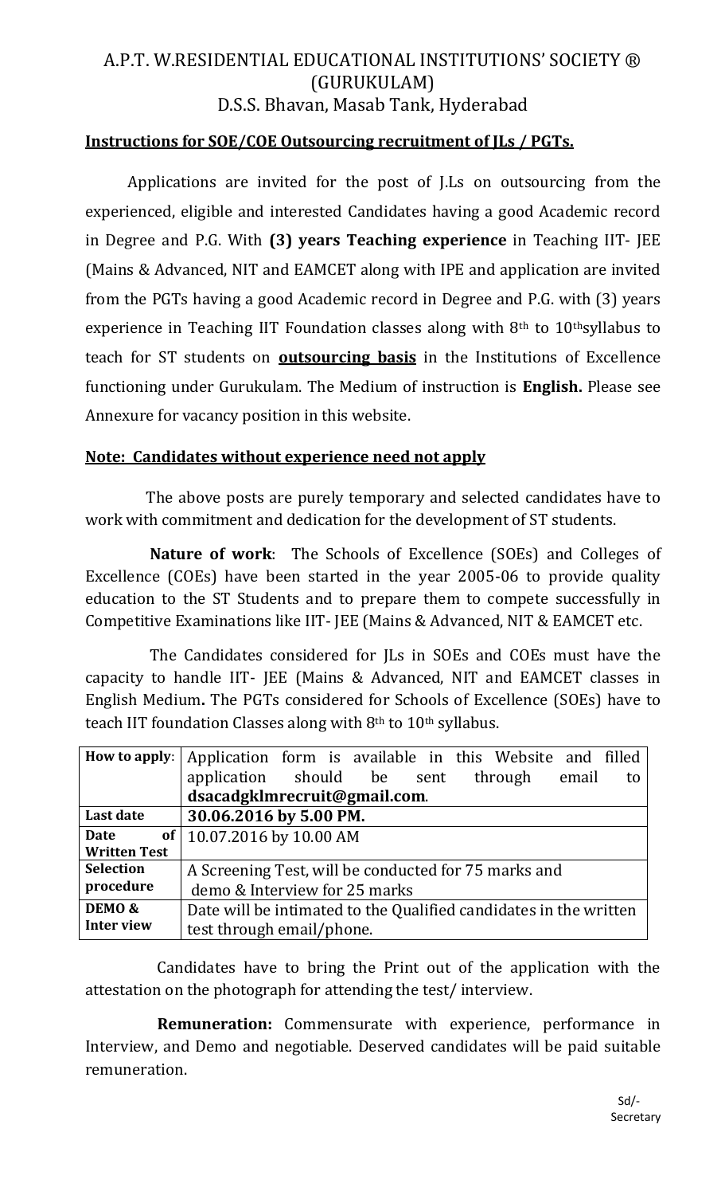# A.P.T. W.RESIDENTIAL EDUCATIONAL INSTITUTIONS' SOCIETY ® (GURUKULAM)
## D.S.S. Bhavan, Masab Tank, Hyderabad

**Instructions for SOE/COE Outsourcing recruitment of JLs / PGTs.**

Applications are invited for the post of J.Ls on outsourcing from the experienced, eligible and interested Candidates having a good Academic record in Degree and P.G. With **(3) years Teaching experience** in Teaching IIT- JEE (Mains & Advanced, NIT and EAMCET along with IPE and application are invited from the PGTs having a good Academic record in Degree and P.G. with (3) years experience in Teaching IIT Foundation classes along with 8th to 10thsyllabus to teach for ST students on **outsourcing basis** in the Institutions of Excellence functioning under Gurukulam. The Medium of instruction is **English.** Please see Annexure for vacancy position in this website.

**Note: Candidates without experience need not apply**

The above posts are purely temporary and selected candidates have to work with commitment and dedication for the development of ST students.

**Nature of work**: The Schools of Excellence (SOEs) and Colleges of Excellence (COEs) have been started in the year 2005-06 to provide quality education to the ST Students and to prepare them to compete successfully in Competitive Examinations like IIT- JEE (Mains & Advanced, NIT & EAMCET etc.

The Candidates considered for JLs in SOEs and COEs must have the capacity to handle IIT- JEE (Mains & Advanced, NIT and EAMCET classes in English Medium**.** The PGTs considered for Schools of Excellence (SOEs) have to teach IIT foundation Classes along with 8th to 10th syllabus.

| **How to apply**: | Application form is available in this Website and filled application should be sent through email to **dsacadgklmrecruit@gmail.com**. |
|---|---|
| **Last date** | **30.06.2016 by 5.00 PM.** |
| **Date of Written Test** | 10.07.2016 by 10.00 AM |
| **Selection procedure** | A Screening Test, will be conducted for 75 marks and demo & Interview for 25 marks |
| **DEMO & Inter view** | Date will be intimated to the Qualified candidates in the written test through email/phone. |

Candidates have to bring the Print out of the application with the attestation on the photograph for attending the test/ interview.

**Remuneration:** Commensurate with experience, performance in Interview, and Demo and negotiable. Deserved candidates will be paid suitable remuneration.

Sd/-
Secretary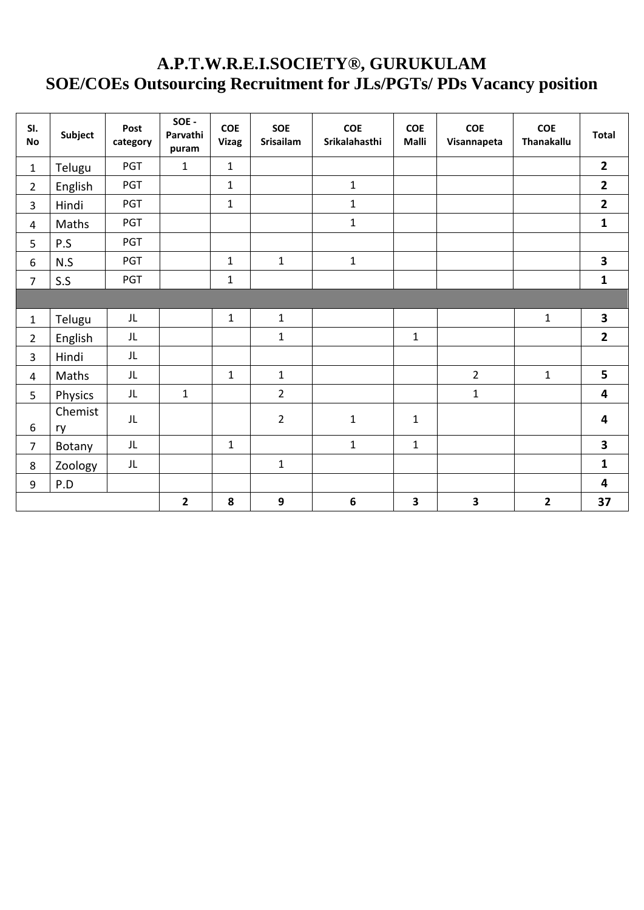# A.P.T.W.R.E.I.SOCIETY®, GURUKULAM
## SOE/COEs Outsourcing Recruitment for JLs/PGTs/ PDs Vacancy position

| Sl. No | Subject | Post category | SOE - Parvathi puram | COE Vizag | SOE Srisailam | COE Srikalahasthi | COE Malli | COE Visannapeta | COE Thanakallu | Total |
|---|---|---|---|---|---|---|---|---|---|---|
| 1 | Telugu | PGT | 1 | 1 | | | | | | **2** |
| 2 | English | PGT | | 1 | | 1 | | | | **2** |
| 3 | Hindi | PGT | | 1 | | 1 | | | | **2** |
| 4 | Maths | PGT | | | | 1 | | | | **1** |
| 5 | P.S | PGT | | | | | | | | |
| 6 | N.S | PGT | | 1 | 1 | 1 | | | | **3** |
| 7 | S.S | PGT | | 1 | | | | | | **1** |
| | | | | | | | | | | |
| 1 | Telugu | JL | | 1 | 1 | | | | 1 | **3** |
| 2 | English | JL | | | 1 | | 1 | | | **2** |
| 3 | Hindi | JL | | | | | | | | |
| 4 | Maths | JL | | 1 | 1 | | | 2 | 1 | **5** |
| 5 | Physics | JL | 1 | | 2 | | | 1 | | **4** |
| 6 | Chemistry | JL | | | 2 | 1 | 1 | | | **4** |
| 7 | Botany | JL | | 1 | | 1 | 1 | | | **3** |
| 8 | Zoology | JL | | | 1 | | | | | **1** |
| 9 | P.D | | | | | | | | | **4** |
| | | | **2** | **8** | **9** | **6** | **3** | **3** | **2** | **37** |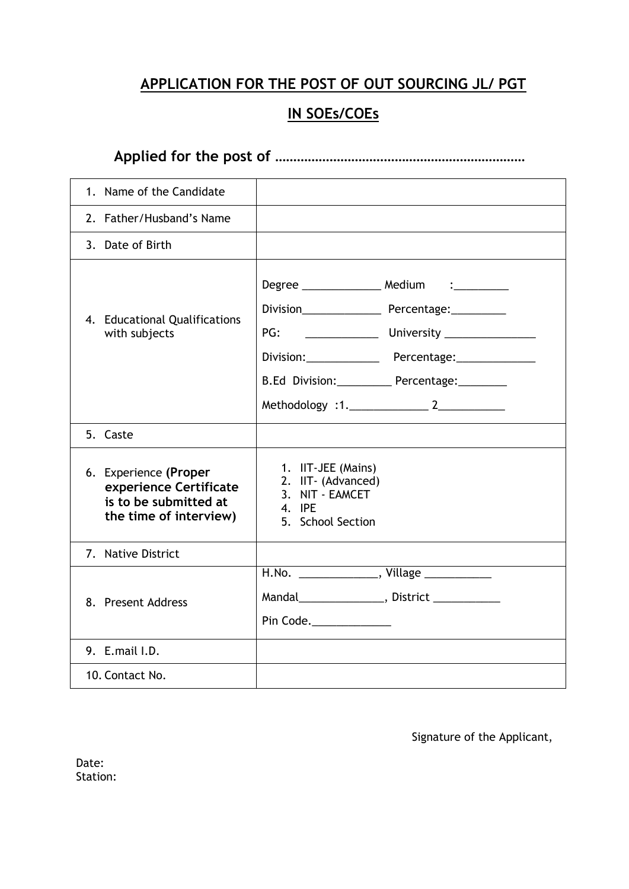## APPLICATION FOR THE POST OF OUT SOURCING JL/ PGT

## IN SOEs/COEs

**Applied for the post of …………………………………………………………**

| | |
|---|---|
| 1. Name of the Candidate | |
| 2. Father/Husband's Name | |
| 3. Date of Birth | |
| 4. Educational Qualifications with subjects | Degree _____________ Medium :_________<br>Division_____________ Percentage:_________<br>PG: ____________ University _______________<br>Division:____________ Percentage:_____________<br>B.Ed Division:_________ Percentage:________<br>Methodology :1._____________ 2___________ |
| 5. Caste | |
| 6. Experience **(Proper experience Certificate is to be submitted at the time of interview)** | 1. IIT-JEE (Mains)<br>2. IIT- (Advanced)<br>3. NIT - EAMCET<br>4. IPE<br>5. School Section |
| 7. Native District | |
| 8. Present Address | H.No. _____________, Village ___________<br>Mandal______________, District ___________<br>Pin Code._____________ |
| 9. E.mail I.D. | |
| 10. Contact No. | |

Signature of the Applicant,

Date:
Station: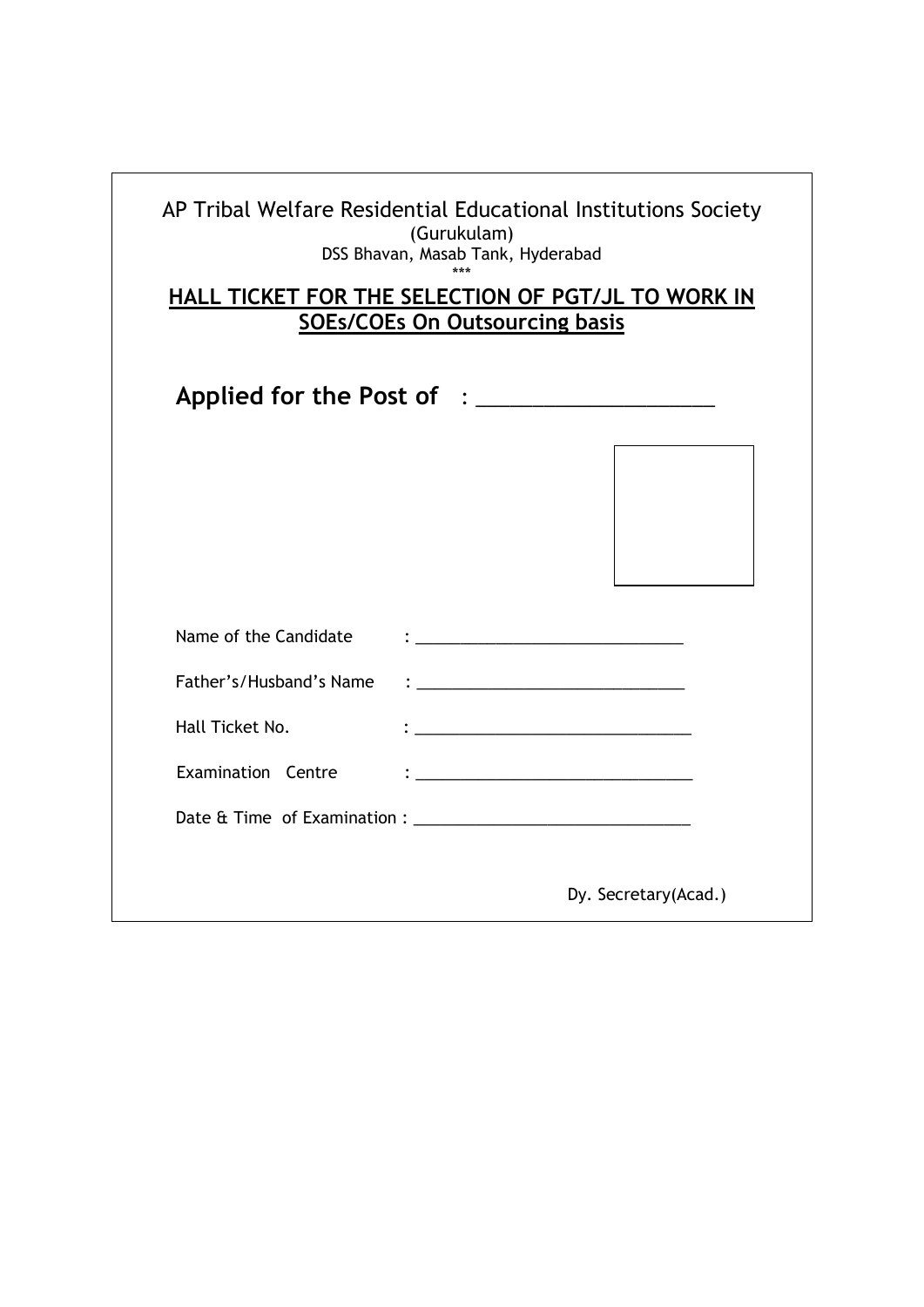AP Tribal Welfare Residential Educational Institutions Society

(Gurukulam)

DSS Bhavan, Masab Tank, Hyderabad

***

**HALL TICKET FOR THE SELECTION OF PGT/JL TO WORK IN SOEs/COEs On Outsourcing basis**

**Applied for the Post of** : ____________________

Name of the Candidate : ____________________________

Father's/Husband's Name : ____________________________

Hall Ticket No. : ____________________________

Examination Centre : ____________________________

Date & Time of Examination : ____________________________

Dy. Secretary(Acad.)